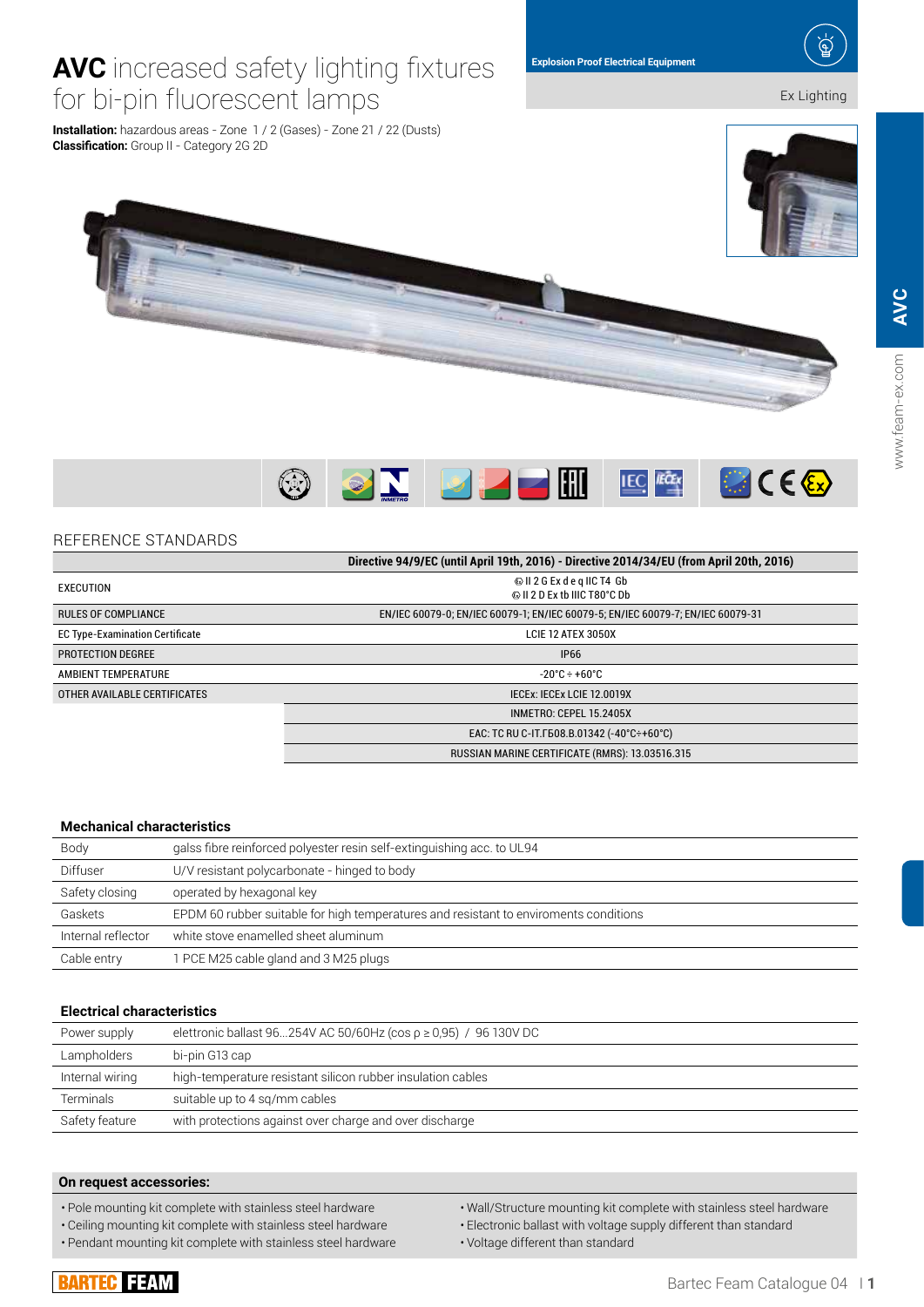# AVC increased safety lighting fixtures for bi-pin fluorescent lamps

Explosion Proof Electrical Equipment

Ex Lighting

**Installation:** hazardous areas - Zone 1 / 2 (Gases) - Zone 21 / 22 (Dusts)
**Classification:** Group II - Category 2G 2D

## REFERENCE STANDARDS

| | Directive 94/9/EC (until April 19th, 2016) - Directive 2014/34/EU (from April 20th, 2016) |
|---|---|
| EXECUTION | Ⓔ II 2 G Ex d e q IIC T4 Gb<br>Ⓔ II 2 D Ex tb IIIC T80°C Db |
| RULES OF COMPLIANCE | EN/IEC 60079-0; EN/IEC 60079-1; EN/IEC 60079-5; EN/IEC 60079-7; EN/IEC 60079-31 |
| EC Type-Examination Certificate | LCIE 12 ATEX 3050X |
| PROTECTION DEGREE | IP66 |
| AMBIENT TEMPERATURE | -20°C ÷ +60°C |
| OTHER AVAILABLE CERTIFICATES | IECEx: IECEx LCIE 12.0019X |
| | INMETRO: CEPEL 15.2405X |
| | EAC: TC RU C-IT.ГБ08.B.01342 (-40°C÷+60°C) |
| | RUSSIAN MARINE CERTIFICATE (RMRS): 13.03516.315 |

### Mechanical characteristics

| | |
|---|---|
| Body | galss fibre reinforced polyester resin self-extinguishing acc. to UL94 |
| Diffuser | U/V resistant polycarbonate - hinged to body |
| Safety closing | operated by hexagonal key |
| Gaskets | EPDM 60 rubber suitable for high temperatures and resistant to enviroments conditions |
| Internal reflector | white stove enamelled sheet aluminum |
| Cable entry | 1 PCE M25 cable gland and 3 M25 plugs |

### Electrical characteristics

| | |
|---|---|
| Power supply | elettronic ballast 96...254V AC 50/60Hz (cos ρ ≥ 0,95) / 96 130V DC |
| Lampholders | bi-pin G13 cap |
| Internal wiring | high-temperature resistant silicon rubber insulation cables |
| Terminals | suitable up to 4 sq/mm cables |
| Safety feature | with protections against over charge and over discharge |

### On request accessories:

- Pole mounting kit complete with stainless steel hardware
- Ceiling mounting kit complete with stainless steel hardware
- Pendant mounting kit complete with stainless steel hardware
- Wall/Structure mounting kit complete with stainless steel hardware
- Electronic ballast with voltage supply different than standard
- Voltage different than standard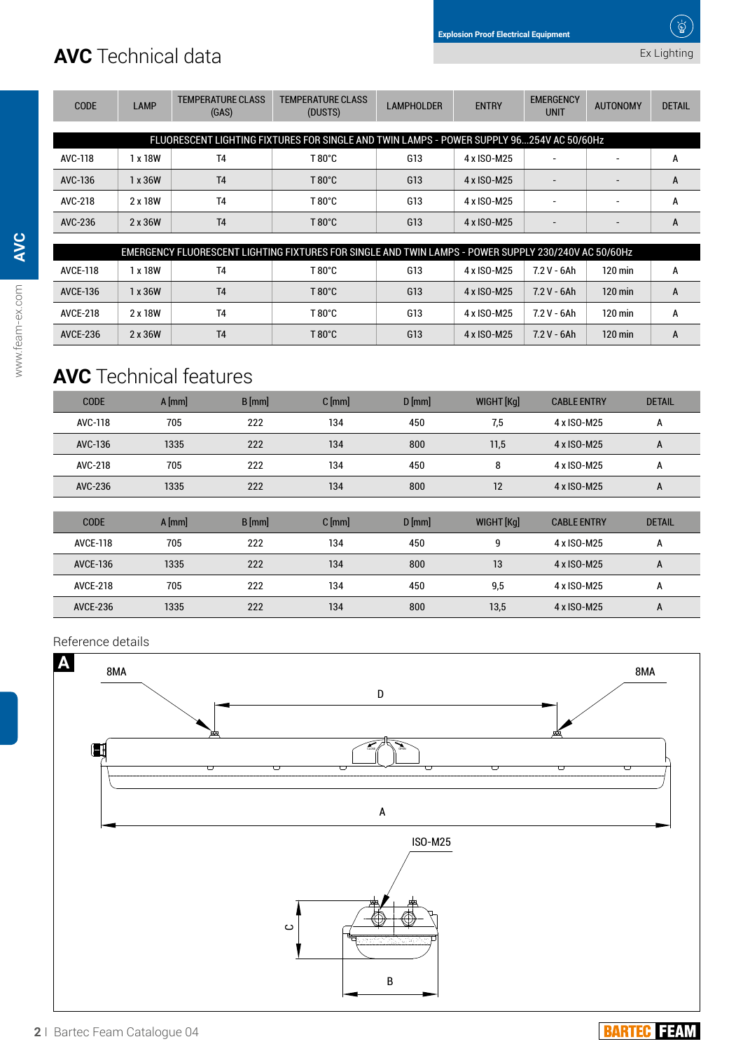# **AVC** Technical data

| CODE | LAMP | TEMPERATURE CLASS (GAS) | TEMPERATURE CLASS (DUSTS) | LAMPHOLDER | ENTRY | EMERGENCY UNIT | AUTONOMY | DETAIL |
|---|---|---|---|---|---|---|---|---|
| FLUORESCENT LIGHTING FIXTURES FOR SINGLE AND TWIN LAMPS - POWER SUPPLY 96...254V AC 50/60Hz | | | | | | | | |
| AVC-118 | 1 x 18W | T4 | T 80°C | G13 | 4 x ISO-M25 | - | - | A |
| AVC-136 | 1 x 36W | T4 | T 80°C | G13 | 4 x ISO-M25 | - | - | A |
| AVC-218 | 2 x 18W | T4 | T 80°C | G13 | 4 x ISO-M25 | - | - | A |
| AVC-236 | 2 x 36W | T4 | T 80°C | G13 | 4 x ISO-M25 | - | - | A |
| EMERGENCY FLUORESCENT LIGHTING FIXTURES FOR SINGLE AND TWIN LAMPS - POWER SUPPLY 230/240V AC 50/60Hz | | | | | | | | |
| AVCE-118 | 1 x 18W | T4 | T 80°C | G13 | 4 x ISO-M25 | 7.2 V - 6Ah | 120 min | A |
| AVCE-136 | 1 x 36W | T4 | T 80°C | G13 | 4 x ISO-M25 | 7.2 V - 6Ah | 120 min | A |
| AVCE-218 | 2 x 18W | T4 | T 80°C | G13 | 4 x ISO-M25 | 7.2 V - 6Ah | 120 min | A |
| AVCE-236 | 2 x 36W | T4 | T 80°C | G13 | 4 x ISO-M25 | 7.2 V - 6Ah | 120 min | A |

# **AVC** Technical features

| CODE | A [mm] | B [mm] | C [mm] | D [mm] | WIGHT [Kg] | CABLE ENTRY | DETAIL |
|---|---|---|---|---|---|---|---|
| AVC-118 | 705 | 222 | 134 | 450 | 7,5 | 4 x ISO-M25 | A |
| AVC-136 | 1335 | 222 | 134 | 800 | 11,5 | 4 x ISO-M25 | A |
| AVC-218 | 705 | 222 | 134 | 450 | 8 | 4 x ISO-M25 | A |
| AVC-236 | 1335 | 222 | 134 | 800 | 12 | 4 x ISO-M25 | A |

| CODE | A [mm] | B [mm] | C [mm] | D [mm] | WIGHT [Kg] | CABLE ENTRY | DETAIL |
|---|---|---|---|---|---|---|---|
| AVCE-118 | 705 | 222 | 134 | 450 | 9 | 4 x ISO-M25 | A |
| AVCE-136 | 1335 | 222 | 134 | 800 | 13 | 4 x ISO-M25 | A |
| AVCE-218 | 705 | 222 | 134 | 450 | 9,5 | 4 x ISO-M25 | A |
| AVCE-236 | 1335 | 222 | 134 | 800 | 13,5 | 4 x ISO-M25 | A |

Reference details

**A**

8MA 8MA D A ISO-M25 C B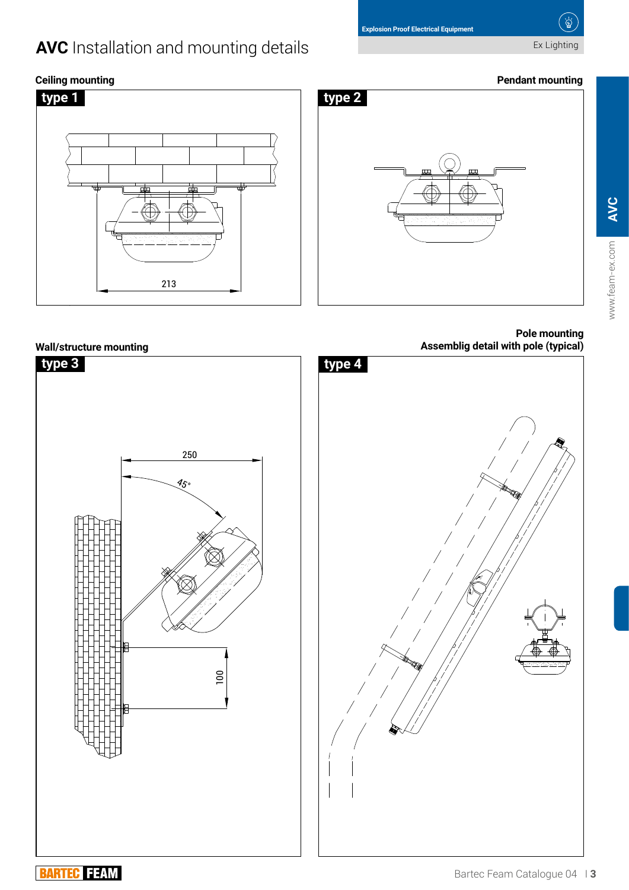# AVC Installation and mounting details

## Ceiling mounting

type 1

213

## Pendant mounting

type 2

## Wall/structure mounting

type 3

250

45°

100

## Pole mounting

### Assemblig detail with pole (typical)

type 4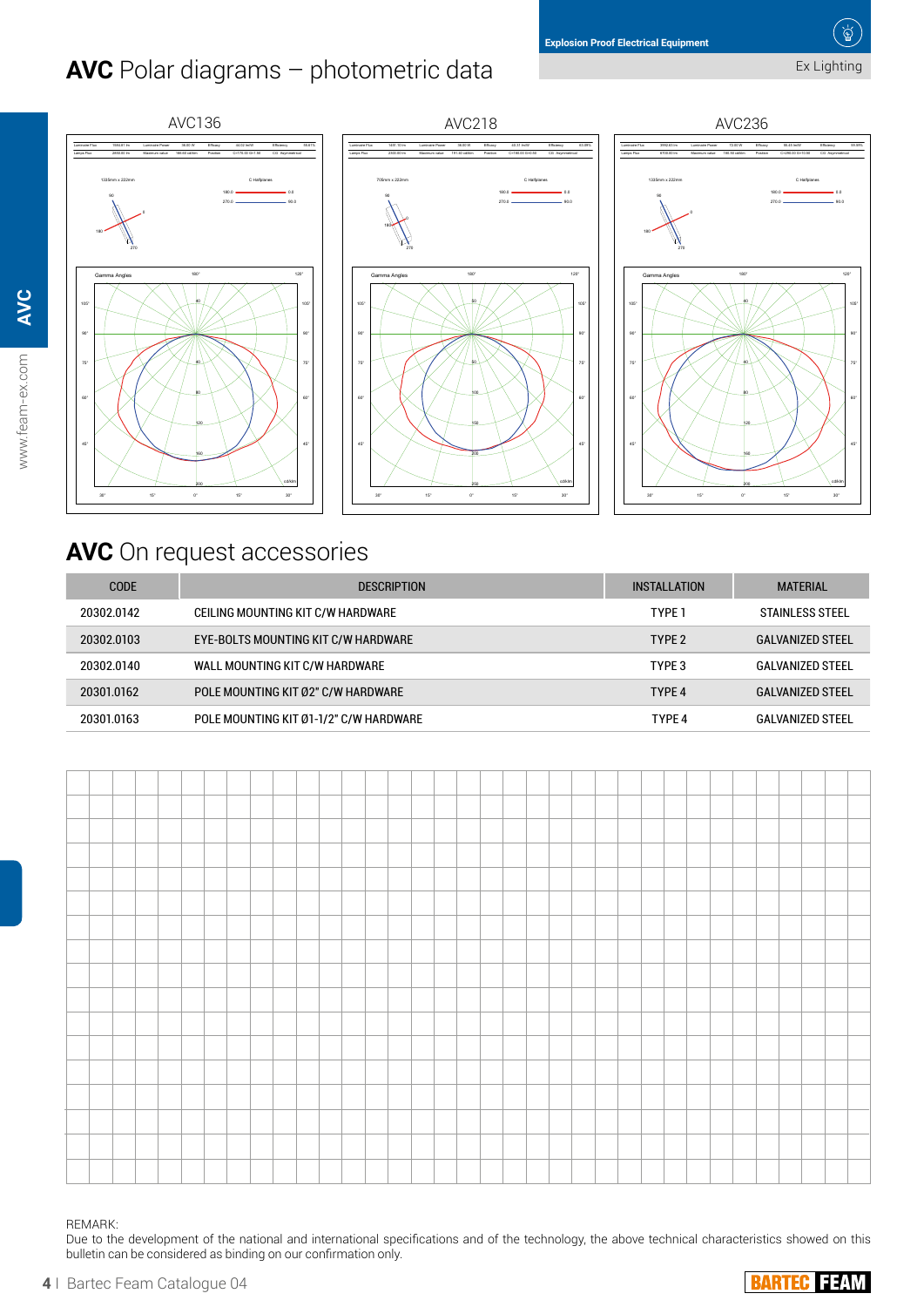# AVC Polar diagrams – photometric data

AVC136

AVC218

AVC236

# AVC On request accessories

| CODE | DESCRIPTION | INSTALLATION | MATERIAL |
|---|---|---|---|
| 20302.0142 | CEILING MOUNTING KIT C/W HARDWARE | TYPE 1 | STAINLESS STEEL |
| 20302.0103 | EYE-BOLTS MOUNTING KIT C/W HARDWARE | TYPE 2 | GALVANIZED STEEL |
| 20302.0140 | WALL MOUNTING KIT C/W HARDWARE | TYPE 3 | GALVANIZED STEEL |
| 20301.0162 | POLE MOUNTING KIT Ø2" C/W HARDWARE | TYPE 4 | GALVANIZED STEEL |
| 20301.0163 | POLE MOUNTING KIT Ø1-1/2" C/W HARDWARE | TYPE 4 | GALVANIZED STEEL |

REMARK:
Due to the development of the national and international specifications and of the technology, the above technical characteristics showed on this bulletin can be considered as binding on our confirmation only.